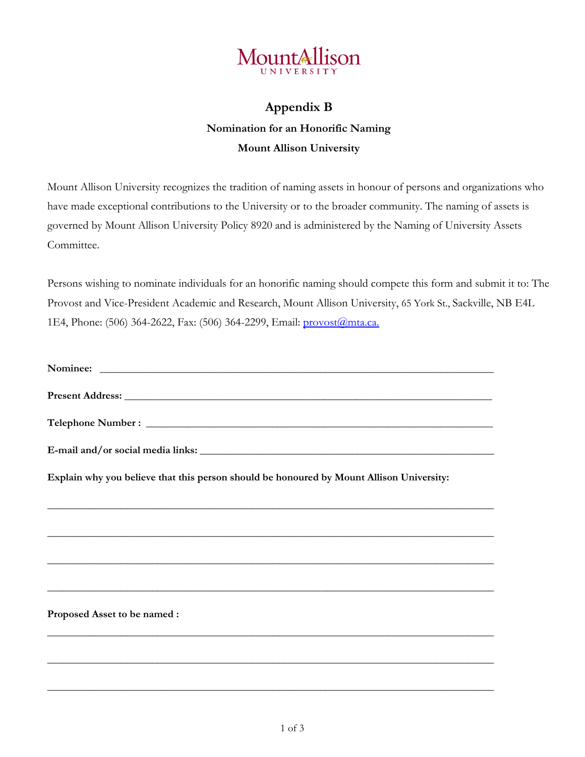Mount Allison University

# Appendix B

## Nomination for an Honorific Naming

## Mount Allison University

Mount Allison University recognizes the tradition of naming assets in honour of persons and organizations who have made exceptional contributions to the University or to the broader community. The naming of assets is governed by Mount Allison University Policy 8920 and is administered by the Naming of University Assets Committee.

Persons wishing to nominate individuals for an honorific naming should compete this form and submit it to: The Provost and Vice-President Academic and Research, Mount Allison University, 65 York St., Sackville, NB E4L 1E4, Phone: (506) 364-2622, Fax: (506) 364-2299, Email: provost@mta.ca.

**Nominee:** ______________________________________________________________________

**Present Address:** _________________________________________________________________

**Telephone Number :** ______________________________________________________________

**E-mail and/or social media links:** ___________________________________________________

**Explain why you believe that this person should be honoured by Mount Allison University:**

___________________________________________________________________________________

___________________________________________________________________________________

___________________________________________________________________________________

___________________________________________________________________________________

**Proposed Asset to be named :**

___________________________________________________________________________________

___________________________________________________________________________________

___________________________________________________________________________________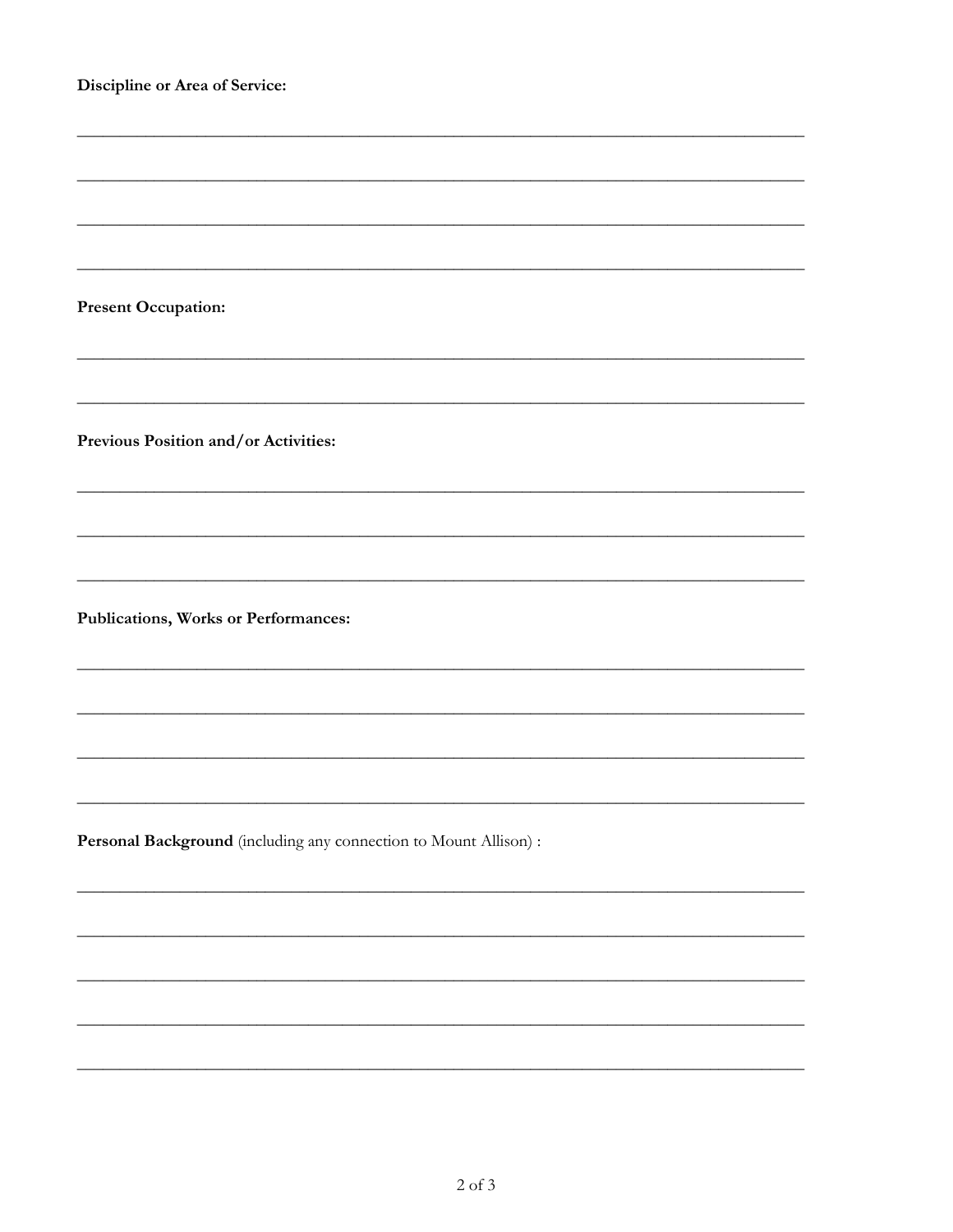**Discipline or Area of Service:**

\_\_\_\_\_\_\_\_\_\_\_\_\_\_\_\_\_\_\_\_\_\_\_\_\_\_\_\_\_\_\_\_\_\_\_\_\_\_\_\_\_\_\_\_\_\_\_\_\_\_\_\_\_\_\_\_\_\_\_\_\_\_\_\_\_\_\_\_\_\_\_\_\_\_\_\_\_\_

\_\_\_\_\_\_\_\_\_\_\_\_\_\_\_\_\_\_\_\_\_\_\_\_\_\_\_\_\_\_\_\_\_\_\_\_\_\_\_\_\_\_\_\_\_\_\_\_\_\_\_\_\_\_\_\_\_\_\_\_\_\_\_\_\_\_\_\_\_\_\_\_\_\_\_\_\_\_

\_\_\_\_\_\_\_\_\_\_\_\_\_\_\_\_\_\_\_\_\_\_\_\_\_\_\_\_\_\_\_\_\_\_\_\_\_\_\_\_\_\_\_\_\_\_\_\_\_\_\_\_\_\_\_\_\_\_\_\_\_\_\_\_\_\_\_\_\_\_\_\_\_\_\_\_\_\_

\_\_\_\_\_\_\_\_\_\_\_\_\_\_\_\_\_\_\_\_\_\_\_\_\_\_\_\_\_\_\_\_\_\_\_\_\_\_\_\_\_\_\_\_\_\_\_\_\_\_\_\_\_\_\_\_\_\_\_\_\_\_\_\_\_\_\_\_\_\_\_\_\_\_\_\_\_\_

**Present Occupation:**

\_\_\_\_\_\_\_\_\_\_\_\_\_\_\_\_\_\_\_\_\_\_\_\_\_\_\_\_\_\_\_\_\_\_\_\_\_\_\_\_\_\_\_\_\_\_\_\_\_\_\_\_\_\_\_\_\_\_\_\_\_\_\_\_\_\_\_\_\_\_\_\_\_\_\_\_\_\_

\_\_\_\_\_\_\_\_\_\_\_\_\_\_\_\_\_\_\_\_\_\_\_\_\_\_\_\_\_\_\_\_\_\_\_\_\_\_\_\_\_\_\_\_\_\_\_\_\_\_\_\_\_\_\_\_\_\_\_\_\_\_\_\_\_\_\_\_\_\_\_\_\_\_\_\_\_\_

**Previous Position and/or Activities:**

\_\_\_\_\_\_\_\_\_\_\_\_\_\_\_\_\_\_\_\_\_\_\_\_\_\_\_\_\_\_\_\_\_\_\_\_\_\_\_\_\_\_\_\_\_\_\_\_\_\_\_\_\_\_\_\_\_\_\_\_\_\_\_\_\_\_\_\_\_\_\_\_\_\_\_\_\_\_

\_\_\_\_\_\_\_\_\_\_\_\_\_\_\_\_\_\_\_\_\_\_\_\_\_\_\_\_\_\_\_\_\_\_\_\_\_\_\_\_\_\_\_\_\_\_\_\_\_\_\_\_\_\_\_\_\_\_\_\_\_\_\_\_\_\_\_\_\_\_\_\_\_\_\_\_\_\_

\_\_\_\_\_\_\_\_\_\_\_\_\_\_\_\_\_\_\_\_\_\_\_\_\_\_\_\_\_\_\_\_\_\_\_\_\_\_\_\_\_\_\_\_\_\_\_\_\_\_\_\_\_\_\_\_\_\_\_\_\_\_\_\_\_\_\_\_\_\_\_\_\_\_\_\_\_\_

**Publications, Works or Performances:**

\_\_\_\_\_\_\_\_\_\_\_\_\_\_\_\_\_\_\_\_\_\_\_\_\_\_\_\_\_\_\_\_\_\_\_\_\_\_\_\_\_\_\_\_\_\_\_\_\_\_\_\_\_\_\_\_\_\_\_\_\_\_\_\_\_\_\_\_\_\_\_\_\_\_\_\_\_\_

\_\_\_\_\_\_\_\_\_\_\_\_\_\_\_\_\_\_\_\_\_\_\_\_\_\_\_\_\_\_\_\_\_\_\_\_\_\_\_\_\_\_\_\_\_\_\_\_\_\_\_\_\_\_\_\_\_\_\_\_\_\_\_\_\_\_\_\_\_\_\_\_\_\_\_\_\_\_

\_\_\_\_\_\_\_\_\_\_\_\_\_\_\_\_\_\_\_\_\_\_\_\_\_\_\_\_\_\_\_\_\_\_\_\_\_\_\_\_\_\_\_\_\_\_\_\_\_\_\_\_\_\_\_\_\_\_\_\_\_\_\_\_\_\_\_\_\_\_\_\_\_\_\_\_\_\_

\_\_\_\_\_\_\_\_\_\_\_\_\_\_\_\_\_\_\_\_\_\_\_\_\_\_\_\_\_\_\_\_\_\_\_\_\_\_\_\_\_\_\_\_\_\_\_\_\_\_\_\_\_\_\_\_\_\_\_\_\_\_\_\_\_\_\_\_\_\_\_\_\_\_\_\_\_\_

**Personal Background** (including any connection to Mount Allison) :

\_\_\_\_\_\_\_\_\_\_\_\_\_\_\_\_\_\_\_\_\_\_\_\_\_\_\_\_\_\_\_\_\_\_\_\_\_\_\_\_\_\_\_\_\_\_\_\_\_\_\_\_\_\_\_\_\_\_\_\_\_\_\_\_\_\_\_\_\_\_\_\_\_\_\_\_\_\_

\_\_\_\_\_\_\_\_\_\_\_\_\_\_\_\_\_\_\_\_\_\_\_\_\_\_\_\_\_\_\_\_\_\_\_\_\_\_\_\_\_\_\_\_\_\_\_\_\_\_\_\_\_\_\_\_\_\_\_\_\_\_\_\_\_\_\_\_\_\_\_\_\_\_\_\_\_\_

\_\_\_\_\_\_\_\_\_\_\_\_\_\_\_\_\_\_\_\_\_\_\_\_\_\_\_\_\_\_\_\_\_\_\_\_\_\_\_\_\_\_\_\_\_\_\_\_\_\_\_\_\_\_\_\_\_\_\_\_\_\_\_\_\_\_\_\_\_\_\_\_\_\_\_\_\_\_

\_\_\_\_\_\_\_\_\_\_\_\_\_\_\_\_\_\_\_\_\_\_\_\_\_\_\_\_\_\_\_\_\_\_\_\_\_\_\_\_\_\_\_\_\_\_\_\_\_\_\_\_\_\_\_\_\_\_\_\_\_\_\_\_\_\_\_\_\_\_\_\_\_\_\_\_\_\_

\_\_\_\_\_\_\_\_\_\_\_\_\_\_\_\_\_\_\_\_\_\_\_\_\_\_\_\_\_\_\_\_\_\_\_\_\_\_\_\_\_\_\_\_\_\_\_\_\_\_\_\_\_\_\_\_\_\_\_\_\_\_\_\_\_\_\_\_\_\_\_\_\_\_\_\_\_\_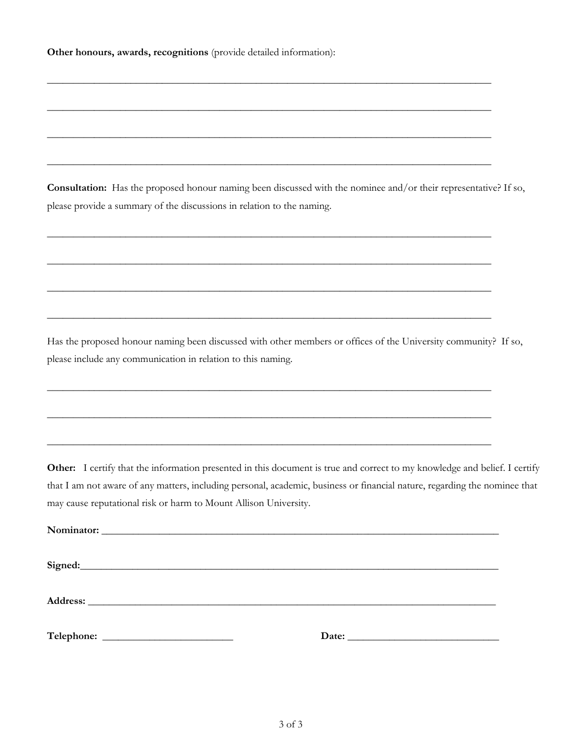**Other honours, awards, recognitions** (provide detailed information):

______________________________________________________________________________

______________________________________________________________________________

______________________________________________________________________________

______________________________________________________________________________

**Consultation:** Has the proposed honour naming been discussed with the nominee and/or their representative? If so, please provide a summary of the discussions in relation to the naming.

______________________________________________________________________________

______________________________________________________________________________

______________________________________________________________________________

______________________________________________________________________________

Has the proposed honour naming been discussed with other members or offices of the University community? If so, please include any communication in relation to this naming.

______________________________________________________________________________

______________________________________________________________________________

______________________________________________________________________________

**Other:** I certify that the information presented in this document is true and correct to my knowledge and belief. I certify that I am not aware of any matters, including personal, academic, business or financial nature, regarding the nominee that may cause reputational risk or harm to Mount Allison University.

**Nominator:** ______________________________________________________________________

**Signed:**________________________________________________________________________

**Address:** ______________________________________________________________________

**Telephone:** ______________________ **Date:** __________________________